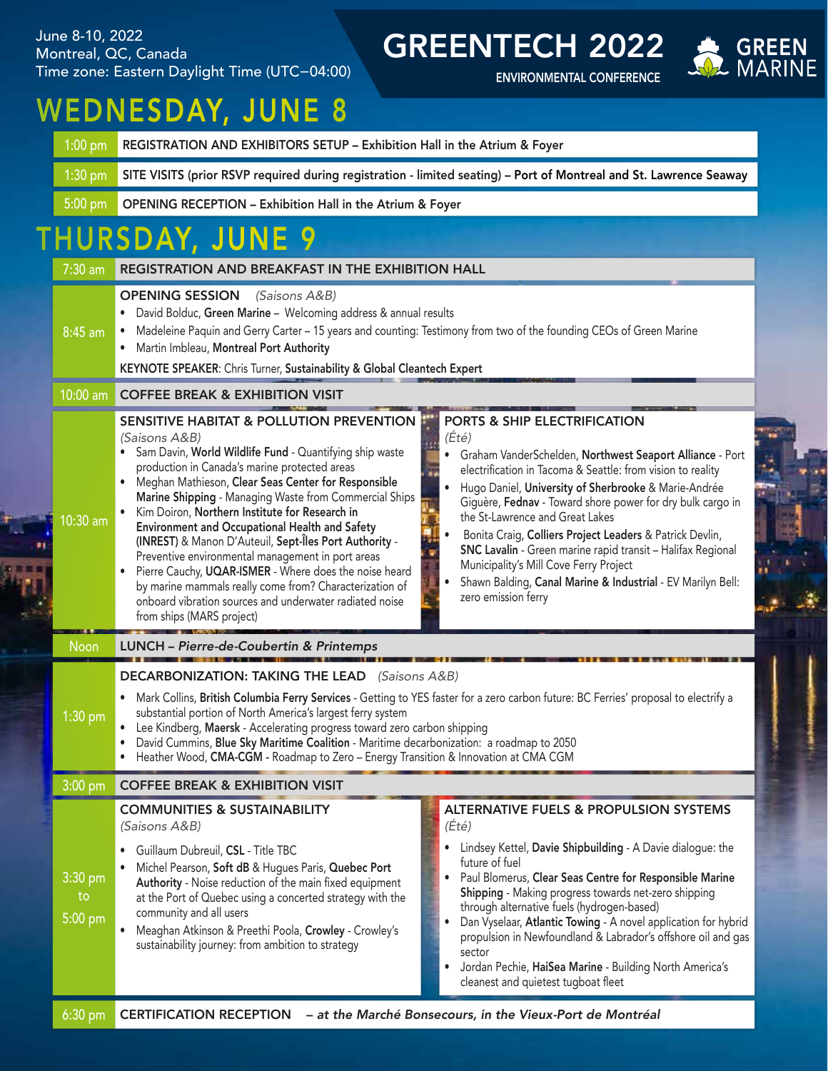June 8-10, 2022
Montreal, QC, Canada
Time zone: Eastern Daylight Time (UTC−04:00)

# GREENTECH 2022

ENVIRONMENTAL CONFERENCE

GREEN MARINE

## WEDNESDAY, JUNE 8

**1:00 pm** — REGISTRATION AND EXHIBITORS SETUP – Exhibition Hall in the Atrium & Foyer

**1:30 pm** — SITE VISITS (prior RSVP required during registration - limited seating) – Port of Montreal and St. Lawrence Seaway

**5:00 pm** — OPENING RECEPTION – Exhibition Hall in the Atrium & Foyer

## THURSDAY, JUNE 9

**7:30 am** — REGISTRATION AND BREAKFAST IN THE EXHIBITION HALL

**8:45 am** — **OPENING SESSION** *(Saisons A&B)*

- David Bolduc, **Green Marine** – Welcoming address & annual results
- Madeleine Paquin and Gerry Carter – 15 years and counting: Testimony from two of the founding CEOs of Green Marine
- Martin Imbleau, **Montreal Port Authority**

**KEYNOTE SPEAKER**: Chris Turner, **Sustainability & Global Cleantech Expert**

**10:00 am** — COFFEE BREAK & EXHIBITION VISIT

**10:30 am**

**SENSITIVE HABITAT & POLLUTION PREVENTION** *(Saisons A&B)*

- Sam Davin, **World Wildlife Fund** - Quantifying ship waste production in Canada's marine protected areas
- Meghan Mathieson, **Clear Seas Center for Responsible Marine Shipping** - Managing Waste from Commercial Ships
- Kim Doiron, **Northern Institute for Research in Environment and Occupational Health and Safety (INREST)** & Manon D'Auteuil, **Sept-Îles Port Authority** - Preventive environmental management in port areas
- Pierre Cauchy, **UQAR-ISMER** - Where does the noise heard by marine mammals really come from? Characterization of onboard vibration sources and underwater radiated noise from ships (MARS project)

**PORTS & SHIP ELECTRIFICATION** *(Été)*

- Graham VanderSchelden, **Northwest Seaport Alliance** - Port electrification in Tacoma & Seattle: from vision to reality
- Hugo Daniel, **University of Sherbrooke** & Marie-Andrée Giguère, **Fednav** - Toward shore power for dry bulk cargo in the St-Lawrence and Great Lakes
- Bonita Craig, **Colliers Project Leaders** & Patrick Devlin, **SNC Lavalin** - Green marine rapid transit – Halifax Regional Municipality's Mill Cove Ferry Project
- Shawn Balding, **Canal Marine & Industrial** - EV Marilyn Bell: zero emission ferry

**Noon** — LUNCH – *Pierre-de-Coubertin & Printemps*

**1:30 pm** — **DECARBONIZATION: TAKING THE LEAD** *(Saisons A&B)*

- Mark Collins, **British Columbia Ferry Services** - Getting to YES faster for a zero carbon future: BC Ferries' proposal to electrify a substantial portion of North America's largest ferry system
- Lee Kindberg, **Maersk** - Accelerating progress toward zero carbon shipping
- David Cummins, **Blue Sky Maritime Coalition** - Maritime decarbonization: a roadmap to 2050
- Heather Wood, **CMA-CGM** - Roadmap to Zero – Energy Transition & Innovation at CMA CGM

**3:00 pm** — COFFEE BREAK & EXHIBITION VISIT

**3:30 pm to 5:00 pm**

**COMMUNITIES & SUSTAINABILITY** *(Saisons A&B)*

- Guillaum Dubreuil, **CSL** - Title TBC
- Michel Pearson, **Soft dB** & Hugues Paris, **Quebec Port Authority** - Noise reduction of the main fixed equipment at the Port of Quebec using a concerted strategy with the community and all users
- Meaghan Atkinson & Preethi Poola, **Crowley** - Crowley's sustainability journey: from ambition to strategy

**ALTERNATIVE FUELS & PROPULSION SYSTEMS** *(Été)*

- Lindsey Kettel, **Davie Shipbuilding** - A Davie dialogue: the future of fuel
- Paul Blomerus, **Clear Seas Centre for Responsible Marine Shipping** - Making progress towards net-zero shipping through alternative fuels (hydrogen-based)
- Dan Vyselaar, **Atlantic Towing** - A novel application for hybrid propulsion in Newfoundland & Labrador's offshore oil and gas sector
- Jordan Pechie, **HaiSea Marine** - Building North America's cleanest and quietest tugboat fleet

**6:30 pm** — CERTIFICATION RECEPTION – *at the Marché Bonsecours, in the Vieux-Port de Montréal*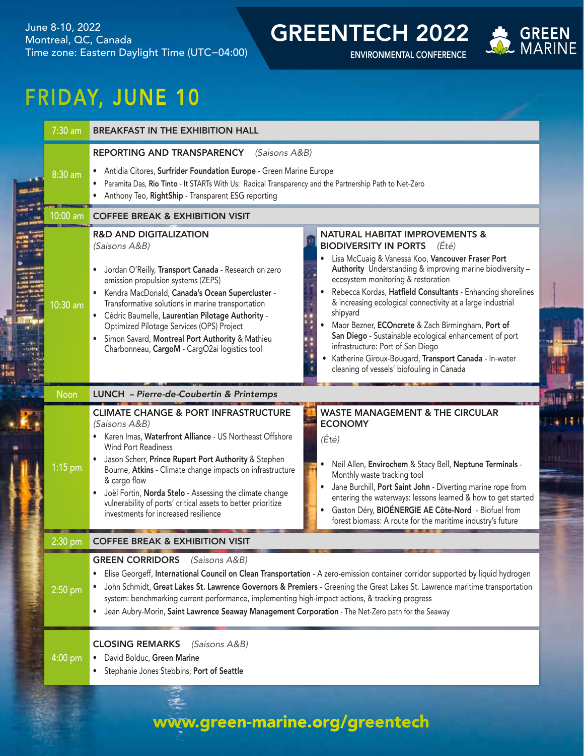June 8-10, 2022
Montreal, QC, Canada
Time zone: Eastern Daylight Time (UTC−04:00)

# GREENTECH 2022

ENVIRONMENTAL CONFERENCE

GREEN MARINE

## FRIDAY, JUNE 10

**7:30 am** — **BREAKFAST IN THE EXHIBITION HALL**

**8:30 am** — **REPORTING AND TRANSPARENCY** *(Saisons A&B)*

- Antidia Citores, **Surfrider Foundation Europe** - Green Marine Europe
- Paramita Das, **Rio Tinto** - It STARTs With Us: Radical Transparency and the Partnership Path to Net-Zero
- Anthony Teo, **RightShip** - Transparent ESG reporting

**10:00 am** — **COFFEE BREAK & EXHIBITION VISIT**

**10:30 am**

**R&D AND DIGITALIZATION** *(Saisons A&B)*

- Jordan O'Reilly, **Transport Canada** - Research on zero emission propulsion systems (ZEPS)
- Kendra MacDonald, **Canada's Ocean Supercluster** - Transformative solutions in marine transportation
- Cédric Baumelle, **Laurentian Pilotage Authority** - Optimized Pilotage Services (OPS) Project
- Simon Savard, **Montreal Port Authority** & Mathieu Charbonneau, **CargoM** - CargO2ai logistics tool

**NATURAL HABITAT IMPROVEMENTS & BIODIVERSITY IN PORTS** *(Été)*

- Lisa McCuaig & Vanessa Koo, **Vancouver Fraser Port Authority** Understanding & improving marine biodiversity – ecosystem monitoring & restoration
- Rebecca Kordas, **Hatfield Consultants** - Enhancing shorelines & increasing ecological connectivity at a large industrial shipyard
- Maor Bezner, **ECOncrete** & Zach Birmingham, **Port of San Diego** - Sustainable ecological enhancement of port infrastructure: Port of San Diego
- Katherine Giroux-Bougard, **Transport Canada** - In-water cleaning of vessels' biofouling in Canada

**Noon** — **LUNCH** – *Pierre-de-Coubertin & Printemps*

**1:15 pm**

**CLIMATE CHANGE & PORT INFRASTRUCTURE** *(Saisons A&B)*

- Karen Imas, **Waterfront Alliance** - US Northeast Offshore Wind Port Readiness
- Jason Scherr, **Prince Rupert Port Authority** & Stephen Bourne, **Atkins** - Climate change impacts on infrastructure & cargo flow
- Joël Fortin, **Norda Stelo** - Assessing the climate change vulnerability of ports' critical assets to better prioritize investments for increased resilience

**WASTE MANAGEMENT & THE CIRCULAR ECONOMY** *(Été)*

- Neil Allen, **Envirochem** & Stacy Bell, **Neptune Terminals** - Monthly waste tracking tool
- Jane Burchill, **Port Saint John** - Diverting marine rope from entering the waterways: lessons learned & how to get started
- Gaston Déry, **BIOÉNERGIE AE Côte-Nord** - Biofuel from forest biomass: A route for the maritime industry's future

**2:30 pm** — **COFFEE BREAK & EXHIBITION VISIT**

**2:50 pm** — **GREEN CORRIDORS** *(Saisons A&B)*

- Elise Georgeff, **International Council on Clean Transportation** - A zero-emission container corridor supported by liquid hydrogen
- John Schmidt, **Great Lakes St. Lawrence Governors & Premiers** - Greening the Great Lakes St. Lawrence maritime transportation system: benchmarking current performance, implementing high-impact actions, & tracking progress
- Jean Aubry-Morin, **Saint Lawrence Seaway Management Corporation** - The Net-Zero path for the Seaway

**4:00 pm** — **CLOSING REMARKS** *(Saisons A&B)*

- David Bolduc, **Green Marine**
- Stephanie Jones Stebbins, **Port of Seattle**

www.green-marine.org/greentech